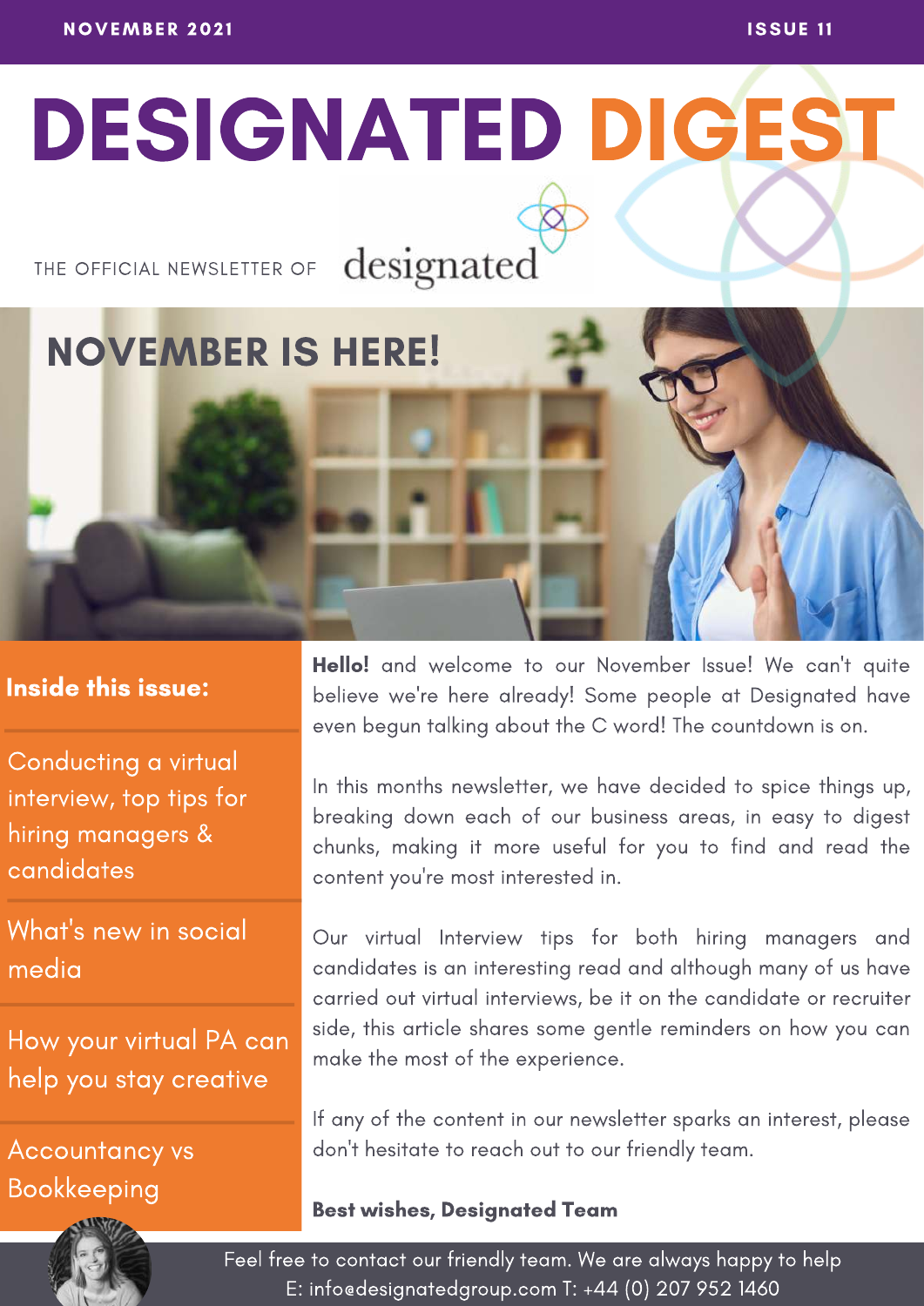NOVEMBER 2021 ISSUE 11

# DESIGNATED DIGEST

THE OFFICIAL NEWSLETTER OF designated

## NOVEMBER IS HERE!

**Inside this issue:**

- Conducting a virtual interview, top tips for hiring managers & candidates
- What's new in social media
- How your virtual PA can help you stay creative
- Accountancy vs Bookkeeping

**Hello!** and welcome to our November Issue! We can't quite believe we're here already! Some people at Designated have even begun talking about the C word! The countdown is on.

In this months newsletter, we have decided to spice things up, breaking down each of our business areas, in easy to digest chunks, making it more useful for you to find and read the content you're most interested in.

Our virtual Interview tips for both hiring managers and candidates is an interesting read and although many of us have carried out virtual interviews, be it on the candidate or recruiter side, this article shares some gentle reminders on how you can make the most of the experience.

If any of the content in our newsletter sparks an interest, please don't hesitate to reach out to our friendly team.

**Best wishes, Designated Team**

Feel free to contact our friendly team. We are always happy to help
E: info@designatedgroup.com T: +44 (0) 207 952 1460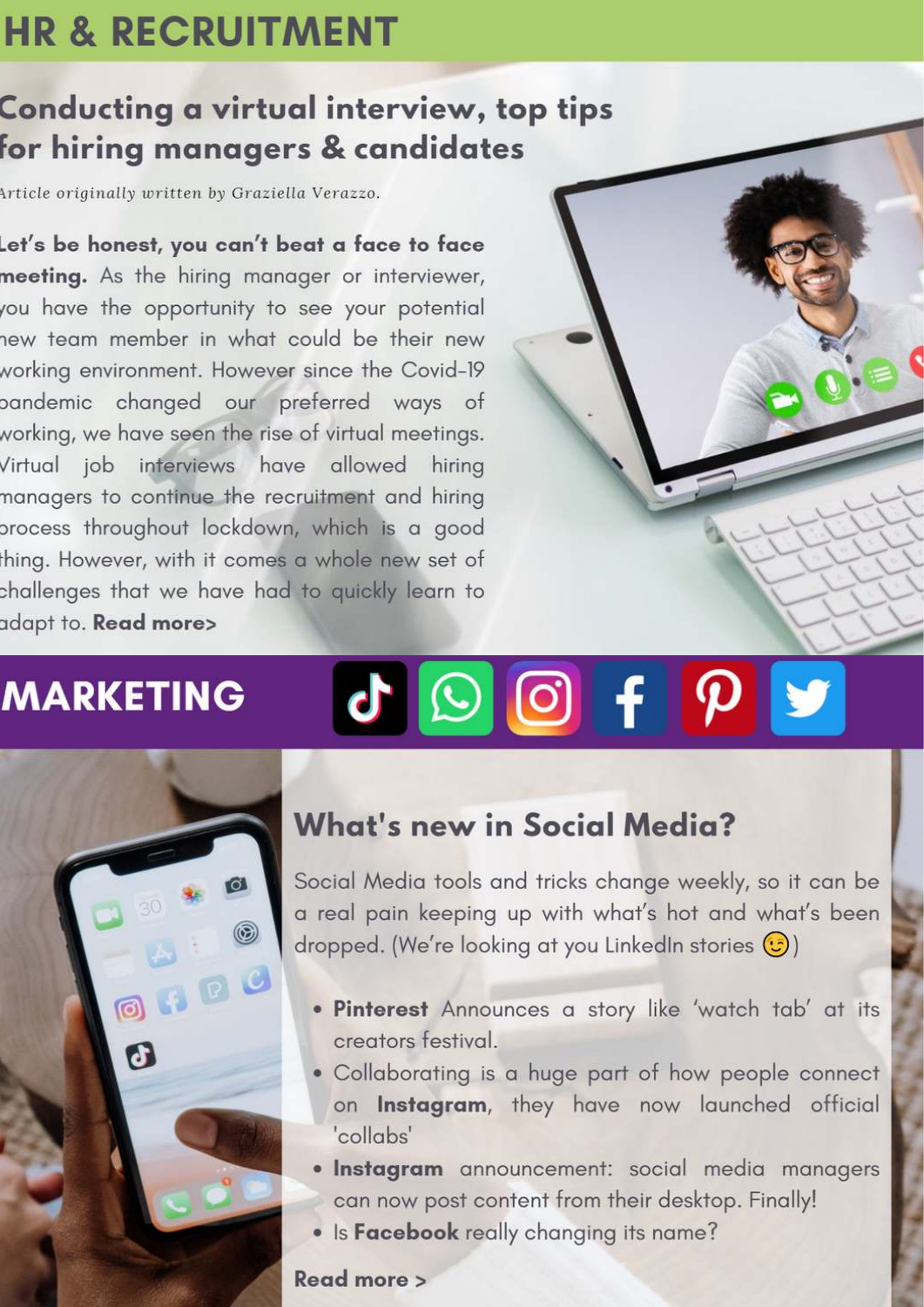# HR & RECRUITMENT

## Conducting a virtual interview, top tips for hiring managers & candidates

*Article originally written by Graziella Verazzo.*

**Let's be honest, you can't beat a face to face meeting.** As the hiring manager or interviewer, you have the opportunity to see your potential new team member in what could be their new working environment. However since the Covid-19 pandemic changed our preferred ways of working, we have seen the rise of virtual meetings. Virtual job interviews have allowed hiring managers to continue the recruitment and hiring process throughout lockdown, which is a good thing. However, with it comes a whole new set of challenges that we have had to quickly learn to adapt to. **Read more>**

# MARKETING

## What's new in Social Media?

Social Media tools and tricks change weekly, so it can be a real pain keeping up with what's hot and what's been dropped. (We're looking at you LinkedIn stories 😉)

- **Pinterest** Announces a story like 'watch tab' at its creators festival.
- Collaborating is a huge part of how people connect on **Instagram**, they have now launched official 'collabs'
- **Instagram** announcement: social media managers can now post content from their desktop. Finally!
- Is **Facebook** really changing its name?

**Read more >**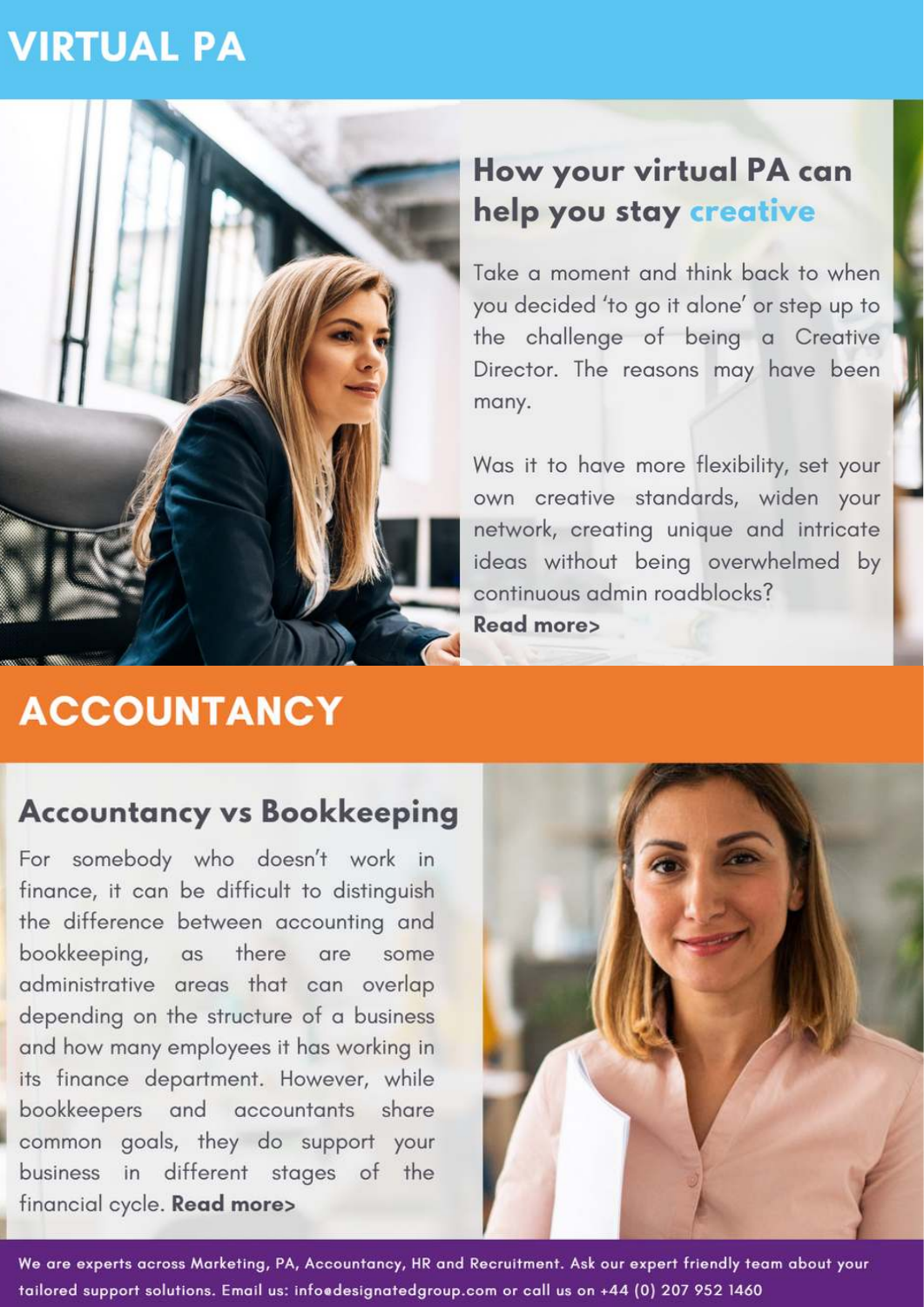# VIRTUAL PA

## How your virtual PA can help you stay creative

Take a moment and think back to when you decided 'to go it alone' or step up to the challenge of being a Creative Director. The reasons may have been many.

Was it to have more flexibility, set your own creative standards, widen your network, creating unique and intricate ideas without being overwhelmed by continuous admin roadblocks?

**Read more>**

# ACCOUNTANCY

## Accountancy vs Bookkeeping

For somebody who doesn't work in finance, it can be difficult to distinguish the difference between accounting and bookkeeping, as there are some administrative areas that can overlap depending on the structure of a business and how many employees it has working in its finance department. However, while bookkeepers and accountants share common goals, they do support your business in different stages of the financial cycle. **Read more>**

We are experts across Marketing, PA, Accountancy, HR and Recruitment. Ask our expert friendly team about your tailored support solutions. Email us: info@designatedgroup.com or call us on +44 (0) 207 952 1460